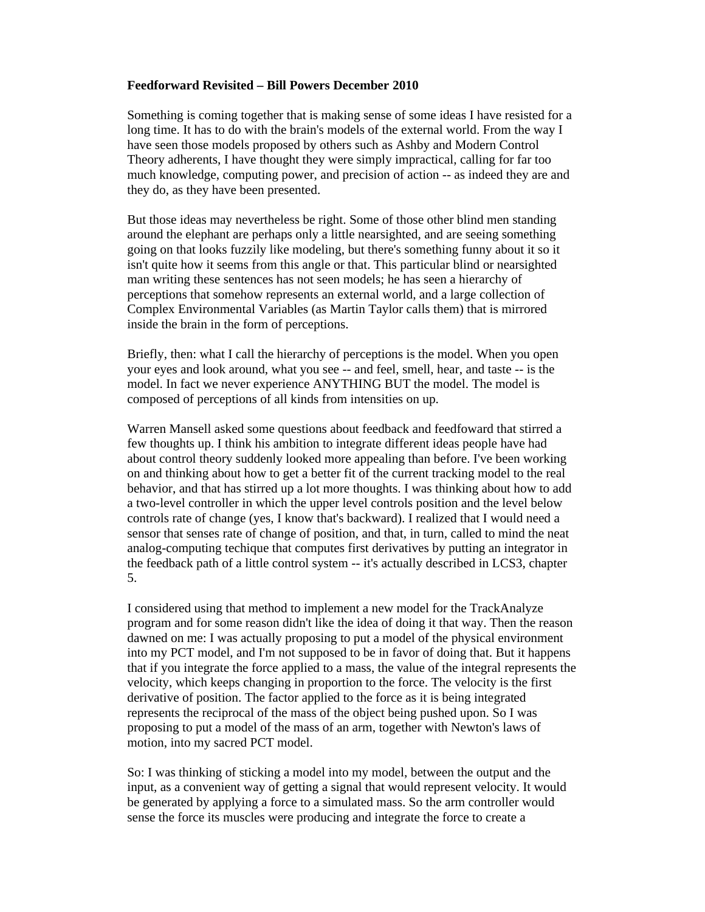**Feedforward Revisited – Bill Powers December 2010**

Something is coming together that is making sense of some ideas I have resisted for a long time. It has to do with the brain's models of the external world. From the way I have seen those models proposed by others such as Ashby and Modern Control Theory adherents, I have thought they were simply impractical, calling for far too much knowledge, computing power, and precision of action -- as indeed they are and they do, as they have been presented.

But those ideas may nevertheless be right. Some of those other blind men standing around the elephant are perhaps only a little nearsighted, and are seeing something going on that looks fuzzily like modeling, but there's something funny about it so it isn't quite how it seems from this angle or that. This particular blind or nearsighted man writing these sentences has not seen models; he has seen a hierarchy of perceptions that somehow represents an external world, and a large collection of Complex Environmental Variables (as Martin Taylor calls them) that is mirrored inside the brain in the form of perceptions.

Briefly, then: what I call the hierarchy of perceptions is the model. When you open your eyes and look around, what you see -- and feel, smell, hear, and taste -- is the model. In fact we never experience ANYTHING BUT the model. The model is composed of perceptions of all kinds from intensities on up.

Warren Mansell asked some questions about feedback and feedfoward that stirred a few thoughts up. I think his ambition to integrate different ideas people have had about control theory suddenly looked more appealing than before. I've been working on and thinking about how to get a better fit of the current tracking model to the real behavior, and that has stirred up a lot more thoughts. I was thinking about how to add a two-level controller in which the upper level controls position and the level below controls rate of change (yes, I know that's backward). I realized that I would need a sensor that senses rate of change of position, and that, in turn, called to mind the neat analog-computing techique that computes first derivatives by putting an integrator in the feedback path of a little control system -- it's actually described in LCS3, chapter 5.

I considered using that method to implement a new model for the TrackAnalyze program and for some reason didn't like the idea of doing it that way. Then the reason dawned on me: I was actually proposing to put a model of the physical environment into my PCT model, and I'm not supposed to be in favor of doing that. But it happens that if you integrate the force applied to a mass, the value of the integral represents the velocity, which keeps changing in proportion to the force. The velocity is the first derivative of position. The factor applied to the force as it is being integrated represents the reciprocal of the mass of the object being pushed upon. So I was proposing to put a model of the mass of an arm, together with Newton's laws of motion, into my sacred PCT model.

So: I was thinking of sticking a model into my model, between the output and the input, as a convenient way of getting a signal that would represent velocity. It would be generated by applying a force to a simulated mass. So the arm controller would sense the force its muscles were producing and integrate the force to create a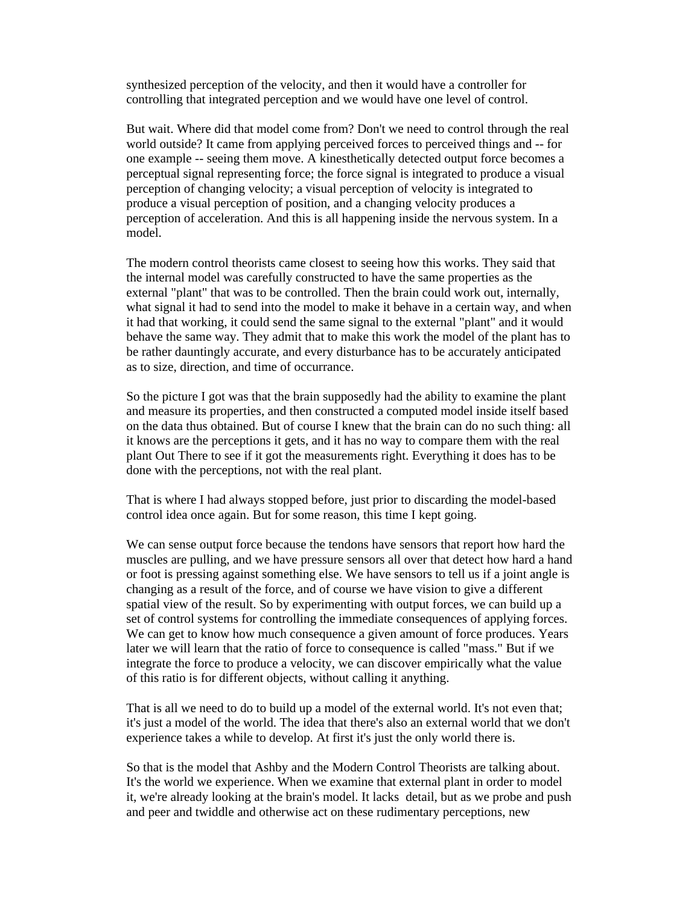synthesized perception of the velocity, and then it would have a controller for controlling that integrated perception and we would have one level of control.

But wait. Where did that model come from? Don't we need to control through the real world outside? It came from applying perceived forces to perceived things and -- for one example -- seeing them move. A kinesthetically detected output force becomes a perceptual signal representing force; the force signal is integrated to produce a visual perception of changing velocity; a visual perception of velocity is integrated to produce a visual perception of position, and a changing velocity produces a perception of acceleration. And this is all happening inside the nervous system. In a model.

The modern control theorists came closest to seeing how this works. They said that the internal model was carefully constructed to have the same properties as the external "plant" that was to be controlled. Then the brain could work out, internally, what signal it had to send into the model to make it behave in a certain way, and when it had that working, it could send the same signal to the external "plant" and it would behave the same way. They admit that to make this work the model of the plant has to be rather dauntingly accurate, and every disturbance has to be accurately anticipated as to size, direction, and time of occurrance.

So the picture I got was that the brain supposedly had the ability to examine the plant and measure its properties, and then constructed a computed model inside itself based on the data thus obtained. But of course I knew that the brain can do no such thing: all it knows are the perceptions it gets, and it has no way to compare them with the real plant Out There to see if it got the measurements right. Everything it does has to be done with the perceptions, not with the real plant.

That is where I had always stopped before, just prior to discarding the model-based control idea once again. But for some reason, this time I kept going.

We can sense output force because the tendons have sensors that report how hard the muscles are pulling, and we have pressure sensors all over that detect how hard a hand or foot is pressing against something else. We have sensors to tell us if a joint angle is changing as a result of the force, and of course we have vision to give a different spatial view of the result. So by experimenting with output forces, we can build up a set of control systems for controlling the immediate consequences of applying forces. We can get to know how much consequence a given amount of force produces. Years later we will learn that the ratio of force to consequence is called "mass." But if we integrate the force to produce a velocity, we can discover empirically what the value of this ratio is for different objects, without calling it anything.

That is all we need to do to build up a model of the external world. It's not even that; it's just a model of the world. The idea that there's also an external world that we don't experience takes a while to develop. At first it's just the only world there is.

So that is the model that Ashby and the Modern Control Theorists are talking about. It's the world we experience. When we examine that external plant in order to model it, we're already looking at the brain's model. It lacks detail, but as we probe and push and peer and twiddle and otherwise act on these rudimentary perceptions, new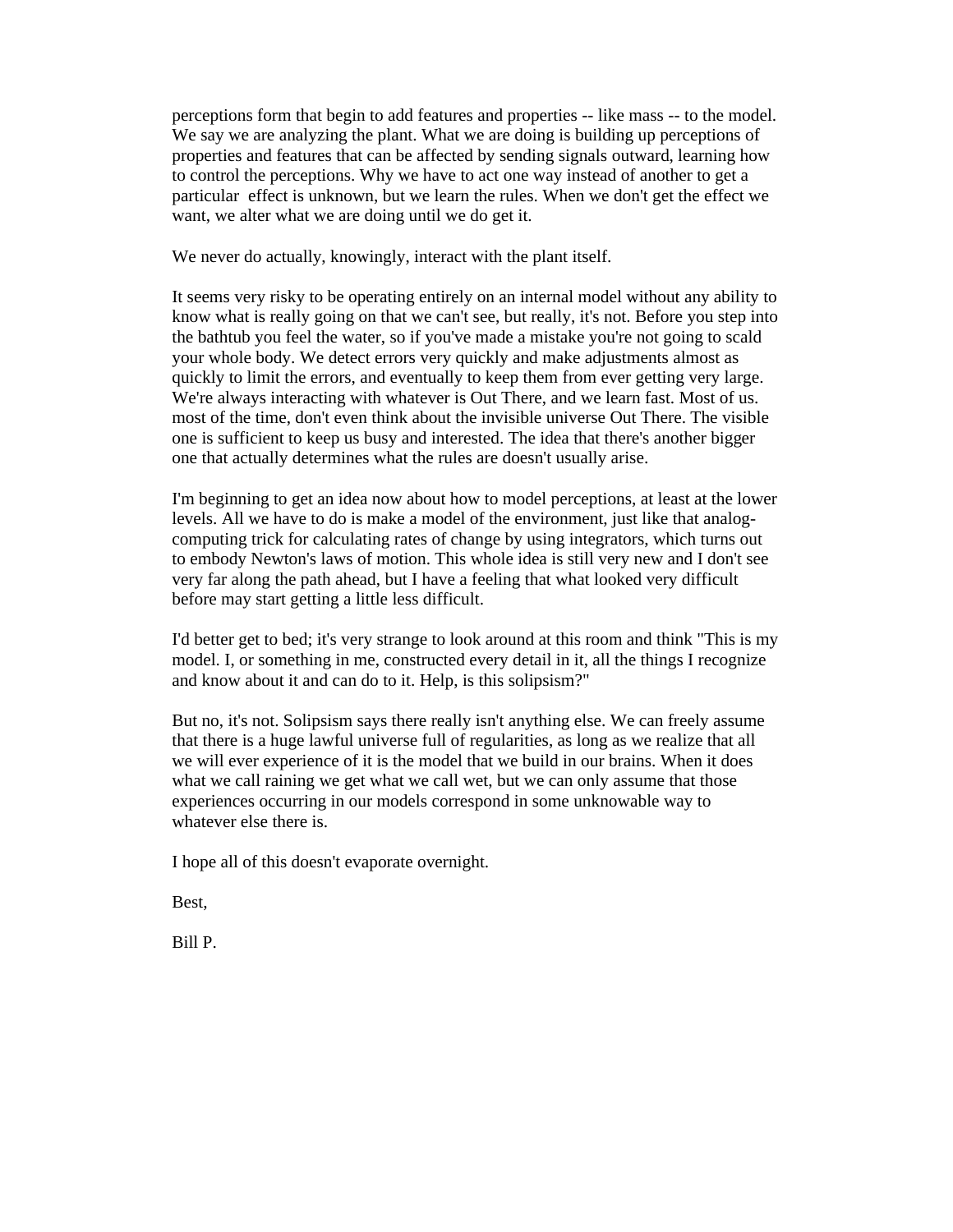perceptions form that begin to add features and properties -- like mass -- to the model. We say we are analyzing the plant. What we are doing is building up perceptions of properties and features that can be affected by sending signals outward, learning how to control the perceptions. Why we have to act one way instead of another to get a particular effect is unknown, but we learn the rules. When we don't get the effect we want, we alter what we are doing until we do get it.

We never do actually, knowingly, interact with the plant itself.

It seems very risky to be operating entirely on an internal model without any ability to know what is really going on that we can't see, but really, it's not. Before you step into the bathtub you feel the water, so if you've made a mistake you're not going to scald your whole body. We detect errors very quickly and make adjustments almost as quickly to limit the errors, and eventually to keep them from ever getting very large. We're always interacting with whatever is Out There, and we learn fast. Most of us. most of the time, don't even think about the invisible universe Out There. The visible one is sufficient to keep us busy and interested. The idea that there's another bigger one that actually determines what the rules are doesn't usually arise.

I'm beginning to get an idea now about how to model perceptions, at least at the lower levels. All we have to do is make a model of the environment, just like that analog-computing trick for calculating rates of change by using integrators, which turns out to embody Newton's laws of motion. This whole idea is still very new and I don't see very far along the path ahead, but I have a feeling that what looked very difficult before may start getting a little less difficult.

I'd better get to bed; it's very strange to look around at this room and think "This is my model. I, or something in me, constructed every detail in it, all the things I recognize and know about it and can do to it. Help, is this solipsism?"

But no, it's not. Solipsism says there really isn't anything else. We can freely assume that there is a huge lawful universe full of regularities, as long as we realize that all we will ever experience of it is the model that we build in our brains. When it does what we call raining we get what we call wet, but we can only assume that those experiences occurring in our models correspond in some unknowable way to whatever else there is.

I hope all of this doesn't evaporate overnight.

Best,

Bill P.